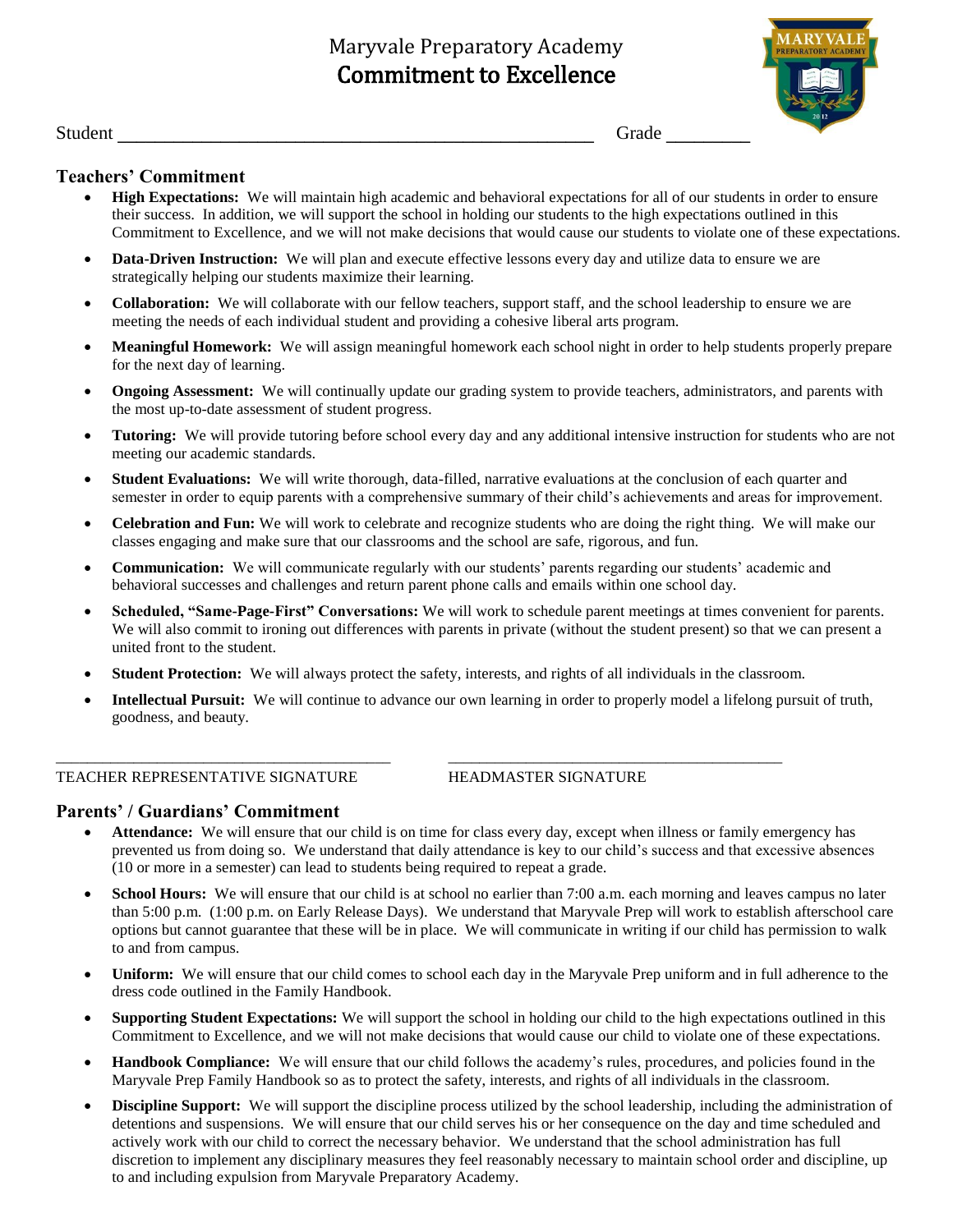# Maryvale Preparatory Academy
## Commitment to Excellence

Student \_\_\_\_\_\_\_\_\_\_\_\_\_\_\_\_\_\_\_\_\_\_\_\_\_\_\_\_\_\_\_\_\_\_\_\_\_\_\_\_\_\_\_\_\_\_\_\_\_\_\_\_ Grade \_\_\_\_\_\_\_\_\_

### Teachers' Commitment

- **High Expectations:** We will maintain high academic and behavioral expectations for all of our students in order to ensure their success. In addition, we will support the school in holding our students to the high expectations outlined in this Commitment to Excellence, and we will not make decisions that would cause our students to violate one of these expectations.
- **Data-Driven Instruction:** We will plan and execute effective lessons every day and utilize data to ensure we are strategically helping our students maximize their learning.
- **Collaboration:** We will collaborate with our fellow teachers, support staff, and the school leadership to ensure we are meeting the needs of each individual student and providing a cohesive liberal arts program.
- **Meaningful Homework:** We will assign meaningful homework each school night in order to help students properly prepare for the next day of learning.
- **Ongoing Assessment:** We will continually update our grading system to provide teachers, administrators, and parents with the most up-to-date assessment of student progress.
- **Tutoring:** We will provide tutoring before school every day and any additional intensive instruction for students who are not meeting our academic standards.
- **Student Evaluations:** We will write thorough, data-filled, narrative evaluations at the conclusion of each quarter and semester in order to equip parents with a comprehensive summary of their child's achievements and areas for improvement.
- **Celebration and Fun:** We will work to celebrate and recognize students who are doing the right thing. We will make our classes engaging and make sure that our classrooms and the school are safe, rigorous, and fun.
- **Communication:** We will communicate regularly with our students' parents regarding our students' academic and behavioral successes and challenges and return parent phone calls and emails within one school day.
- **Scheduled, "Same-Page-First" Conversations:** We will work to schedule parent meetings at times convenient for parents. We will also commit to ironing out differences with parents in private (without the student present) so that we can present a united front to the student.
- **Student Protection:** We will always protect the safety, interests, and rights of all individuals in the classroom.
- **Intellectual Pursuit:** We will continue to advance our own learning in order to properly model a lifelong pursuit of truth, goodness, and beauty.

\_\_\_\_\_\_\_\_\_\_\_\_\_\_\_\_\_\_\_\_\_\_\_\_\_\_\_\_\_\_\_\_\_\_\_\_\_\_\_\_\_\_ \_\_\_\_\_\_\_\_\_\_\_\_\_\_\_\_\_\_\_\_\_\_\_\_\_\_\_\_\_\_\_\_\_\_\_\_\_\_\_\_\_\_

TEACHER REPRESENTATIVE SIGNATURE HEADMASTER SIGNATURE

### Parents' / Guardians' Commitment

- **Attendance:** We will ensure that our child is on time for class every day, except when illness or family emergency has prevented us from doing so. We understand that daily attendance is key to our child's success and that excessive absences (10 or more in a semester) can lead to students being required to repeat a grade.
- **School Hours:** We will ensure that our child is at school no earlier than 7:00 a.m. each morning and leaves campus no later than 5:00 p.m. (1:00 p.m. on Early Release Days). We understand that Maryvale Prep will work to establish afterschool care options but cannot guarantee that these will be in place. We will communicate in writing if our child has permission to walk to and from campus.
- **Uniform:** We will ensure that our child comes to school each day in the Maryvale Prep uniform and in full adherence to the dress code outlined in the Family Handbook.
- **Supporting Student Expectations:** We will support the school in holding our child to the high expectations outlined in this Commitment to Excellence, and we will not make decisions that would cause our child to violate one of these expectations.
- **Handbook Compliance:** We will ensure that our child follows the academy's rules, procedures, and policies found in the Maryvale Prep Family Handbook so as to protect the safety, interests, and rights of all individuals in the classroom.
- **Discipline Support:** We will support the discipline process utilized by the school leadership, including the administration of detentions and suspensions. We will ensure that our child serves his or her consequence on the day and time scheduled and actively work with our child to correct the necessary behavior. We understand that the school administration has full discretion to implement any disciplinary measures they feel reasonably necessary to maintain school order and discipline, up to and including expulsion from Maryvale Preparatory Academy.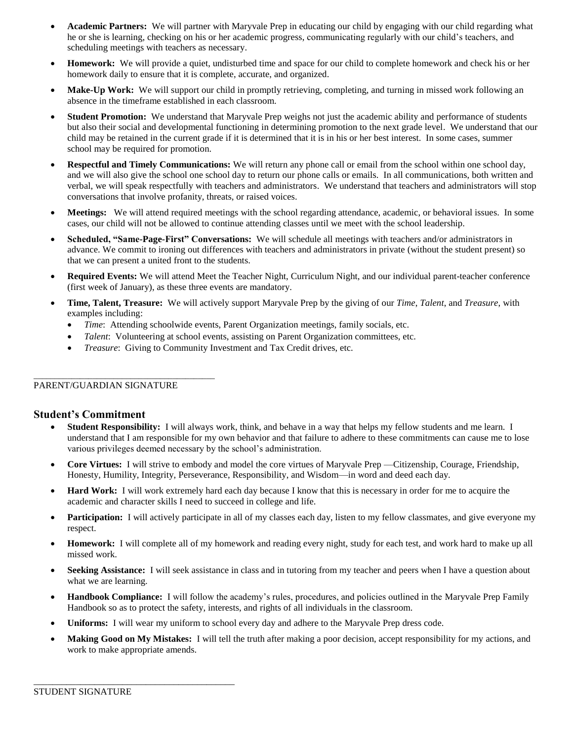- **Academic Partners:** We will partner with Maryvale Prep in educating our child by engaging with our child regarding what he or she is learning, checking on his or her academic progress, communicating regularly with our child's teachers, and scheduling meetings with teachers as necessary.
- **Homework:** We will provide a quiet, undisturbed time and space for our child to complete homework and check his or her homework daily to ensure that it is complete, accurate, and organized.
- **Make-Up Work:** We will support our child in promptly retrieving, completing, and turning in missed work following an absence in the timeframe established in each classroom.
- **Student Promotion:** We understand that Maryvale Prep weighs not just the academic ability and performance of students but also their social and developmental functioning in determining promotion to the next grade level. We understand that our child may be retained in the current grade if it is determined that it is in his or her best interest. In some cases, summer school may be required for promotion.
- **Respectful and Timely Communications:** We will return any phone call or email from the school within one school day, and we will also give the school one school day to return our phone calls or emails. In all communications, both written and verbal, we will speak respectfully with teachers and administrators. We understand that teachers and administrators will stop conversations that involve profanity, threats, or raised voices.
- **Meetings:** We will attend required meetings with the school regarding attendance, academic, or behavioral issues. In some cases, our child will not be allowed to continue attending classes until we meet with the school leadership.
- **Scheduled, "Same-Page-First" Conversations:** We will schedule all meetings with teachers and/or administrators in advance. We commit to ironing out differences with teachers and administrators in private (without the student present) so that we can present a united front to the students.
- **Required Events:** We will attend Meet the Teacher Night, Curriculum Night, and our individual parent-teacher conference (first week of January), as these three events are mandatory.
- **Time, Talent, Treasure:** We will actively support Maryvale Prep by the giving of our *Time*, *Talent*, and *Treasure*, with examples including:
  - *Time*: Attending schoolwide events, Parent Organization meetings, family socials, etc.
  - *Talent*: Volunteering at school events, assisting on Parent Organization committees, etc.
  - *Treasure*: Giving to Community Investment and Tax Credit drives, etc.

\_\_\_\_\_\_\_\_\_\_\_\_\_\_\_\_\_\_\_\_\_\_\_\_\_\_\_\_\_\_\_\_\_\_\_\_\_\_\_\_

PARENT/GUARDIAN SIGNATURE

## Student's Commitment

- **Student Responsibility:** I will always work, think, and behave in a way that helps my fellow students and me learn. I understand that I am responsible for my own behavior and that failure to adhere to these commitments can cause me to lose various privileges deemed necessary by the school's administration.
- **Core Virtues:** I will strive to embody and model the core virtues of Maryvale Prep —Citizenship, Courage, Friendship, Honesty, Humility, Integrity, Perseverance, Responsibility, and Wisdom—in word and deed each day.
- **Hard Work:** I will work extremely hard each day because I know that this is necessary in order for me to acquire the academic and character skills I need to succeed in college and life.
- **Participation:** I will actively participate in all of my classes each day, listen to my fellow classmates, and give everyone my respect.
- **Homework:** I will complete all of my homework and reading every night, study for each test, and work hard to make up all missed work.
- **Seeking Assistance:** I will seek assistance in class and in tutoring from my teacher and peers when I have a question about what we are learning.
- **Handbook Compliance:** I will follow the academy's rules, procedures, and policies outlined in the Maryvale Prep Family Handbook so as to protect the safety, interests, and rights of all individuals in the classroom.
- **Uniforms:** I will wear my uniform to school every day and adhere to the Maryvale Prep dress code.
- **Making Good on My Mistakes:** I will tell the truth after making a poor decision, accept responsibility for my actions, and work to make appropriate amends.

\_\_\_\_\_\_\_\_\_\_\_\_\_\_\_\_\_\_\_\_\_\_\_\_\_\_\_\_\_\_\_\_\_\_\_\_\_\_\_\_\_\_\_\_

STUDENT SIGNATURE